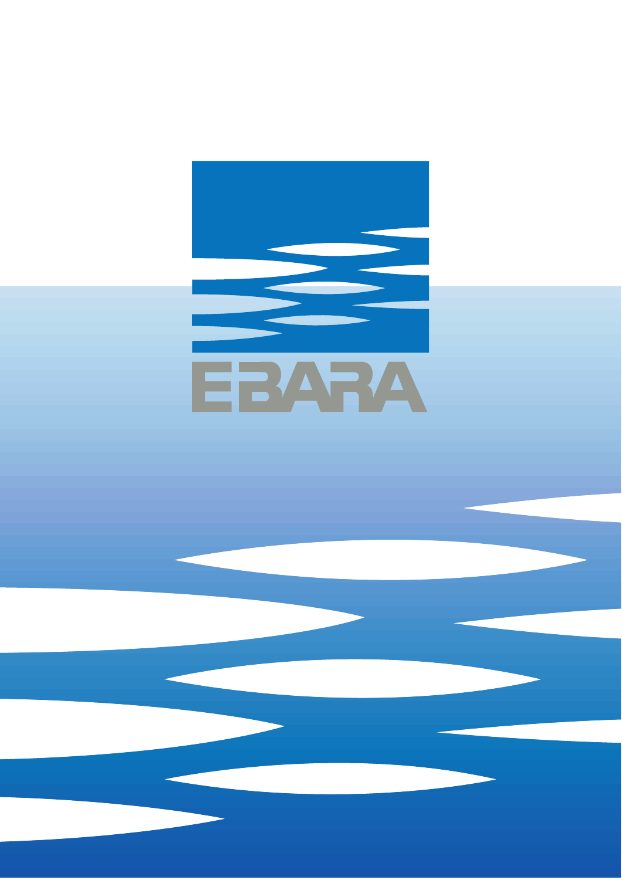EBARA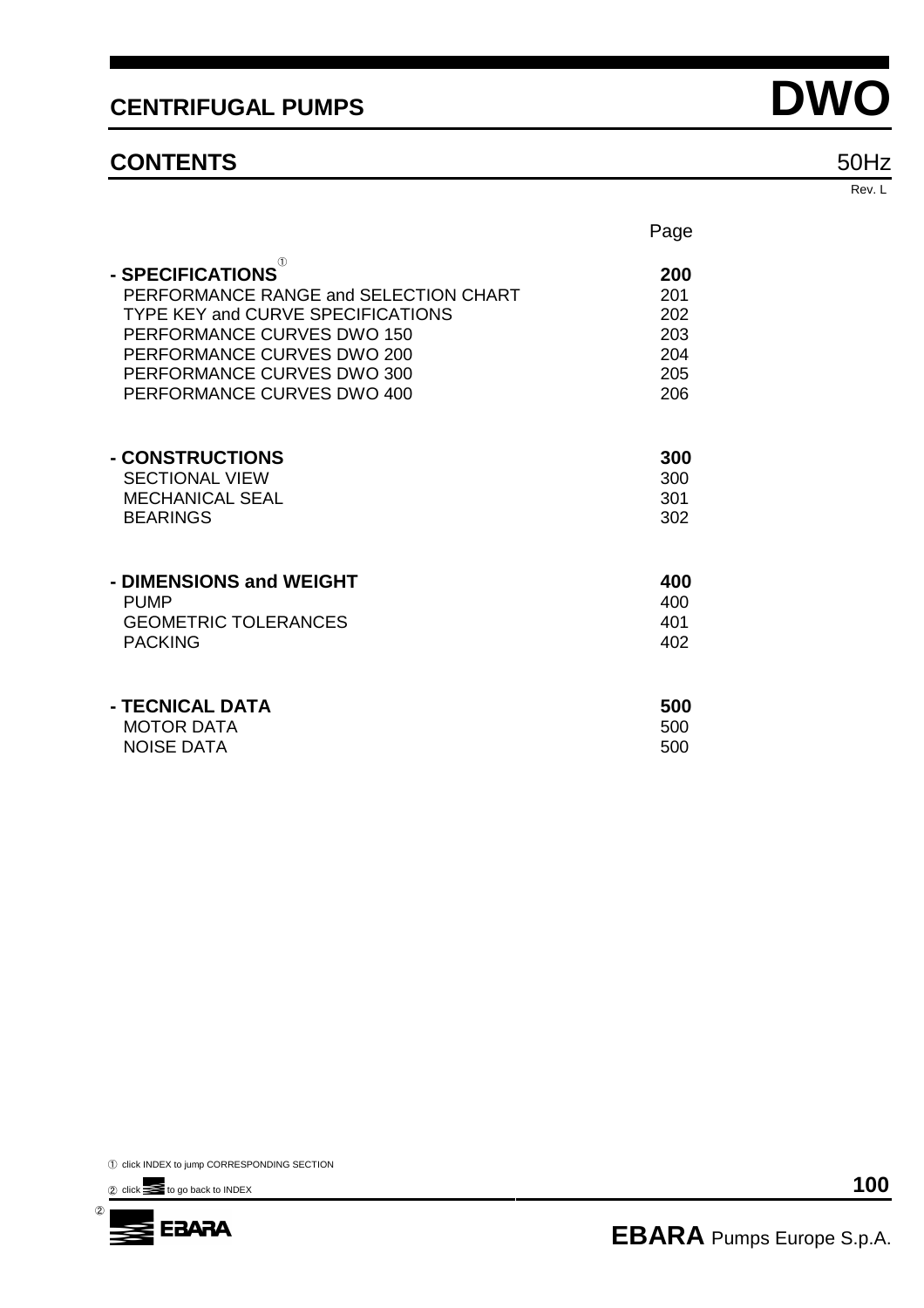# CENTRIFUGAL PUMPS DWO

## CONTENTS

50Hz

Rev. L

| | Page |
|---|---|
| **- SPECIFICATIONS** ① | **200** |
| PERFORMANCE RANGE and SELECTION CHART | 201 |
| TYPE KEY and CURVE SPECIFICATIONS | 202 |
| PERFORMANCE CURVES DWO 150 | 203 |
| PERFORMANCE CURVES DWO 200 | 204 |
| PERFORMANCE CURVES DWO 300 | 205 |
| PERFORMANCE CURVES DWO 400 | 206 |
| **- CONSTRUCTIONS** | **300** |
| SECTIONAL VIEW | 300 |
| MECHANICAL SEAL | 301 |
| BEARINGS | 302 |
| **- DIMENSIONS and WEIGHT** | **400** |
| PUMP | 400 |
| GEOMETRIC TOLERANCES | 401 |
| PACKING | 402 |
| **- TECNICAL DATA** | **500** |
| MOTOR DATA | 500 |
| NOISE DATA | 500 |

① click INDEX to jump CORRESPONDING SECTION

② click to go back to INDEX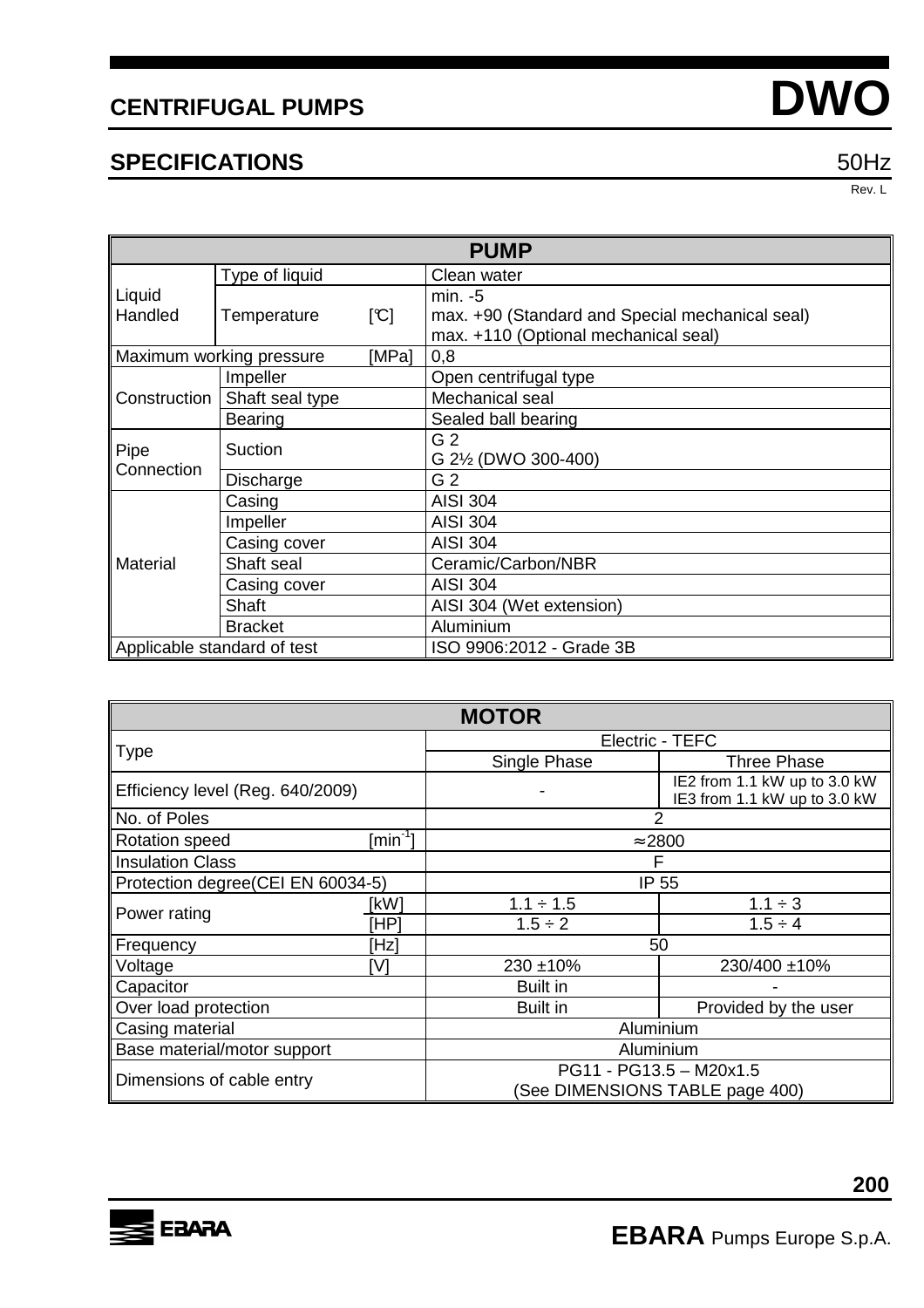# CENTRIFUGAL PUMPS DWO

## SPECIFICATIONS 50Hz

Rev. L

| PUMP | | |
|---|---|---|
| Liquid Handled | Type of liquid | Clean water |
| | Temperature [℃] | min. -5<br>max. +90 (Standard and Special mechanical seal)<br>max. +110 (Optional mechanical seal) |
| Maximum working pressure [MPa] | | 0,8 |
| Construction | Impeller | Open centrifugal type |
| | Shaft seal type | Mechanical seal |
| | Bearing | Sealed ball bearing |
| Pipe Connection | Suction | G 2<br>G 2½ (DWO 300-400) |
| | Discharge | G 2 |
| Material | Casing | AISI 304 |
| | Impeller | AISI 304 |
| | Casing cover | AISI 304 |
| | Shaft seal | Ceramic/Carbon/NBR |
| | Casing cover | AISI 304 |
| | Shaft | AISI 304 (Wet extension) |
| | Bracket | Aluminium |
| Applicable standard of test | | ISO 9906:2012 - Grade 3B |

| MOTOR | | | |
|---|---|---|---|
| Type | | Electric - TEFC | |
| | | Single Phase | Three Phase |
| Efficiency level (Reg. 640/2009) | | - | IE2 from 1.1 kW up to 3.0 kW<br>IE3 from 1.1 kW up to 3.0 kW |
| No. of Poles | | 2 | |
| Rotation speed | [min$^{-1}$] | ≈2800 | |
| Insulation Class | | F | |
| Protection degree(CEI EN 60034-5) | | IP 55 | |
| Power rating | [kW] | 1.1 ÷ 1.5 | 1.1 ÷ 3 |
| | [HP] | 1.5 ÷ 2 | 1.5 ÷ 4 |
| Frequency | [Hz] | 50 | |
| Voltage | [V] | 230 ±10% | 230/400 ±10% |
| Capacitor | | Built in | - |
| Over load protection | | Built in | Provided by the user |
| Casing material | | Aluminium | |
| Base material/motor support | | Aluminium | |
| Dimensions of cable entry | | PG11 - PG13.5 – M20x1.5<br>(See DIMENSIONS TABLE page 400) | |

EBARA Pumps Europe S.p.A.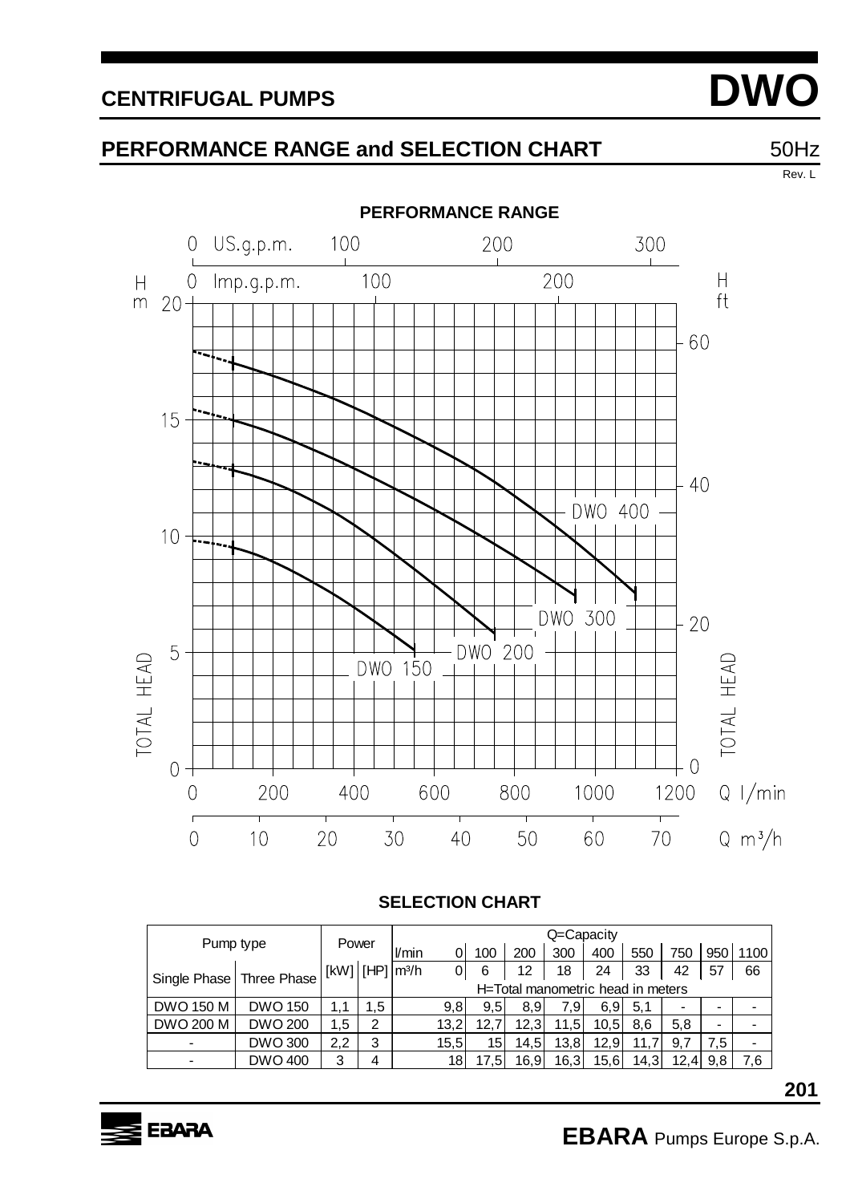# CENTRIFUGAL PUMPS — DWO

## PERFORMANCE RANGE and SELECTION CHART

50Hz

Rev. L

### PERFORMANCE RANGE

### SELECTION CHART

| Pump type | | Power | | Q=Capacity | | | | | | | | | |
|---|---|---|---|---|---|---|---|---|---|---|---|---|---|
| | | | | l/min | 0 | 100 | 200 | 300 | 400 | 550 | 750 | 950 | 1100 |
| Single Phase | Three Phase | [kW] | [HP] | m³/h | 0 | 6 | 12 | 18 | 24 | 33 | 42 | 57 | 66 |
| | | | | H=Total manometric head in meters | | | | | | | | | |
| DWO 150 M | DWO 150 | 1,1 | 1,5 | | 9,8 | 9,5 | 8,9 | 7,9 | 6,9 | 5,1 | - | - | - |
| DWO 200 M | DWO 200 | 1,5 | 2 | | 13,2 | 12,7 | 12,3 | 11,5 | 10,5 | 8,6 | 5,8 | - | - |
| - | DWO 300 | 2,2 | 3 | | 15,5 | 15 | 14,5 | 13,8 | 12,9 | 11,7 | 9,7 | 7,5 | - |
| - | DWO 400 | 3 | 4 | | 18 | 17,5 | 16,9 | 16,3 | 15,6 | 14,3 | 12,4 | 9,8 | 7,6 |

**EBARA** Pumps Europe S.p.A.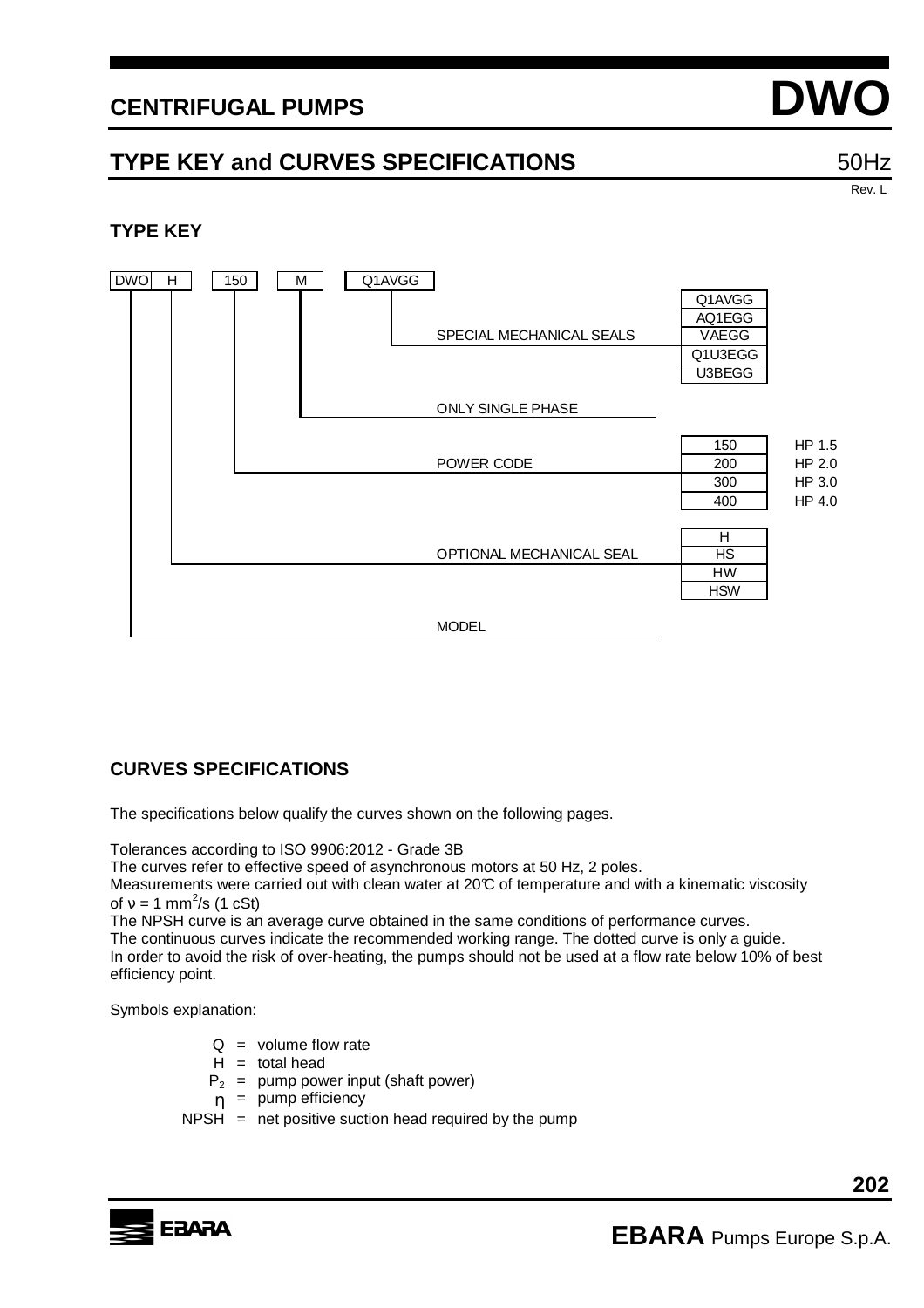# CENTRIFUGAL PUMPS

# DWO

## TYPE KEY and CURVES SPECIFICATIONS

50Hz

Rev. L

### TYPE KEY

DWO H 150 M Q1AVGG

| Position | Description | Codes |
|---|---|---|
| Q1AVGG | SPECIAL MECHANICAL SEALS | Q1AVGG, AQ1EGG, VAEGG, Q1U3EGG, U3BEGG |
| M | ONLY SINGLE PHASE | |
| 150 | POWER CODE | 150 = HP 1.5; 200 = HP 2.0; 300 = HP 3.0; 400 = HP 4.0 |
| H | OPTIONAL MECHANICAL SEAL | H, HS, HW, HSW |
| DWO | MODEL | |

### CURVES SPECIFICATIONS

The specifications below qualify the curves shown on the following pages.

Tolerances according to ISO 9906:2012 - Grade 3B
The curves refer to effective speed of asynchronous motors at 50 Hz, 2 poles.
Measurements were carried out with clean water at 20℃ of temperature and with a kinematic viscosity of $\nu = 1\ mm^2/s$ (1 cSt)
The NPSH curve is an average curve obtained in the same conditions of performance curves.
The continuous curves indicate the recommended working range. The dotted curve is only a guide.
In order to avoid the risk of over-heating, the pumps should not be used at a flow rate below 10% of best efficiency point.

Symbols explanation:

- $Q$ = volume flow rate
- $H$ = total head
- $P_2$ = pump power input (shaft power)
- $\eta$ = pump efficiency
- NPSH = net positive suction head required by the pump

EBARA Pumps Europe S.p.A.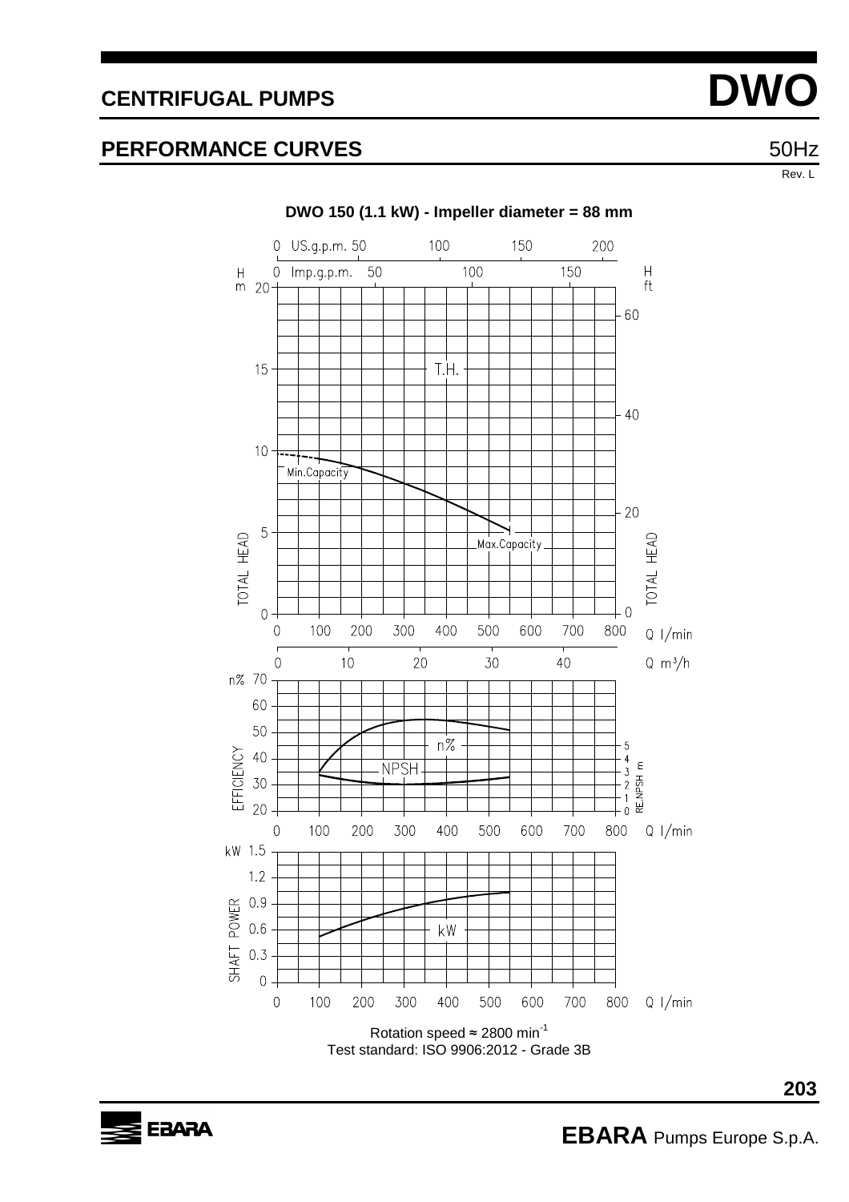# CENTRIFUGAL PUMPS **DWO**

## PERFORMANCE CURVES 50Hz

Rev. L

**DWO 150 (1.1 kW) - Impeller diameter = 88 mm**

Rotation speed ≈ 2800 min$^{-1}$
Test standard: ISO 9906:2012 - Grade 3B

**EBARA** Pumps Europe S.p.A.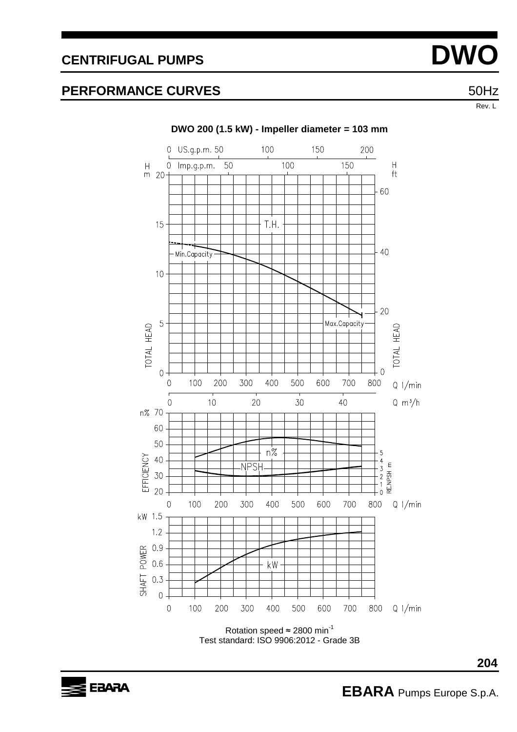# CENTRIFUGAL PUMPS DWO

## PERFORMANCE CURVES

50Hz

Rev. L

**DWO 200 (1.5 kW) - Impeller diameter = 103 mm**

Rotation speed ≈ 2800 min$^{-1}$
Test standard: ISO 9906:2012 - Grade 3B

**EBARA** Pumps Europe S.p.A.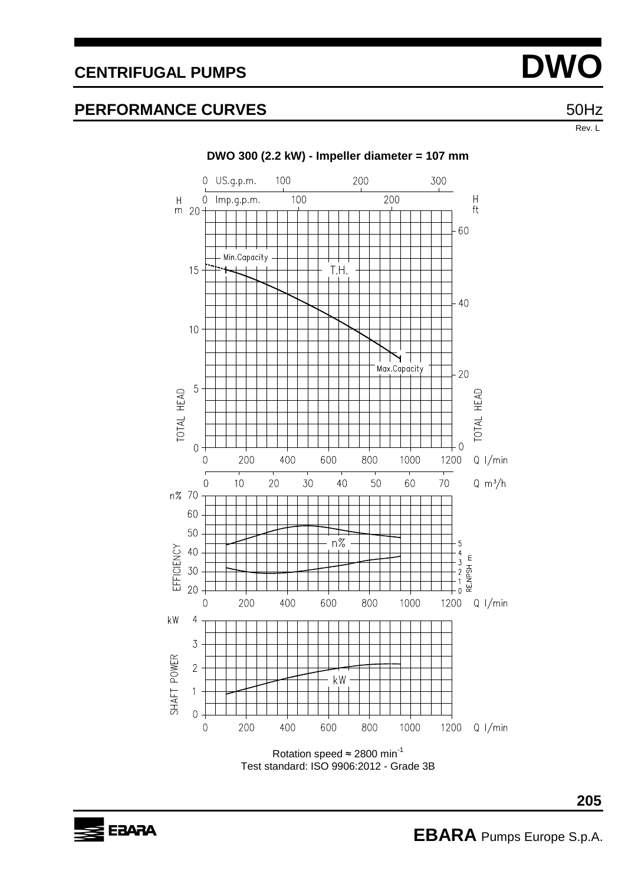# CENTRIFUGAL PUMPS DWO

## PERFORMANCE CURVES 50Hz

Rev. L

**DWO 300 (2.2 kW) - Impeller diameter = 107 mm**

Rotation speed ≈ 2800 min$^{-1}$
Test standard: ISO 9906:2012 - Grade 3B

**EBARA** Pumps Europe S.p.A.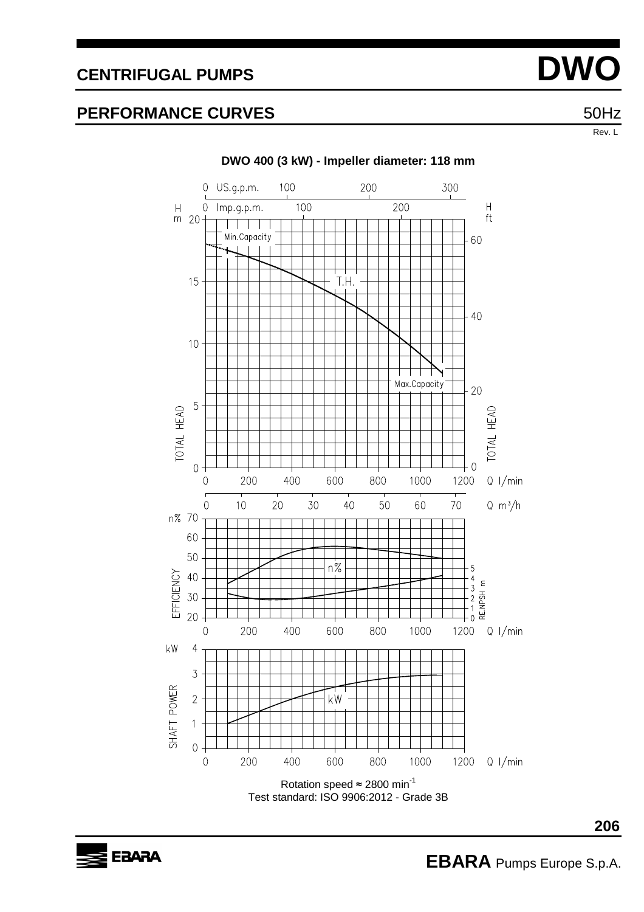## CENTRIFUGAL PUMPS

# DWO

## PERFORMANCE CURVES

50Hz

Rev. L

**DWO 400 (3 kW) - Impeller diameter: 118 mm**

Rotation speed ≈ 2800 min$^{-1}$

Test standard: ISO 9906:2012 - Grade 3B

**EBARA** Pumps Europe S.p.A.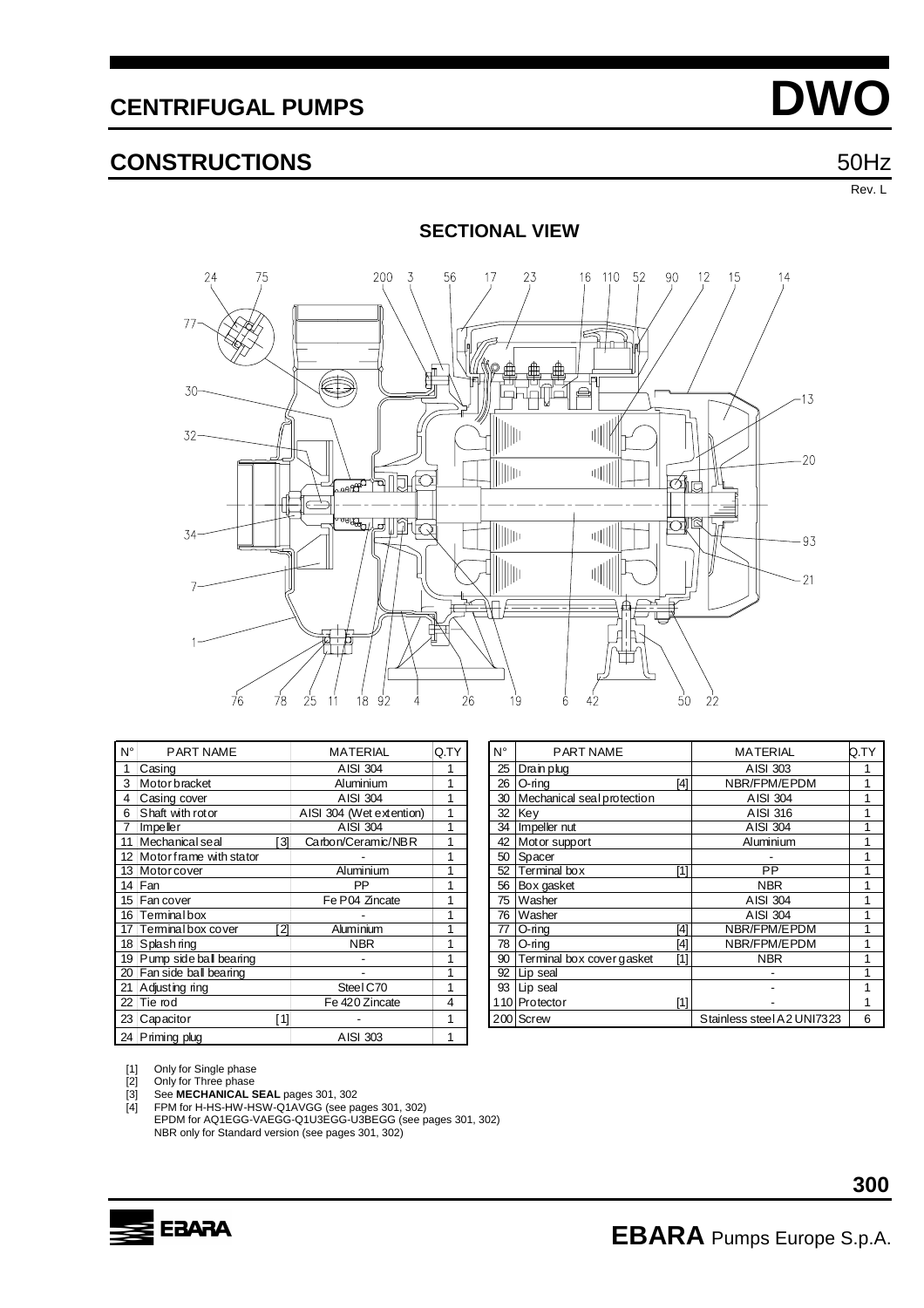# CENTRIFUGAL PUMPS DWO

## CONSTRUCTIONS 50Hz

Rev. L

### SECTIONAL VIEW

| N° | PART NAME | | MATERIAL | Q.TY |
|---|---|---|---|---|
| 1 | Casing | | AISI 304 | 1 |
| 3 | Motor bracket | | Aluminium | 1 |
| 4 | Casing cover | | AISI 304 | 1 |
| 6 | Shaft with rotor | | AISI 304 (Wet extention) | 1 |
| 7 | Impeller | | AISI 304 | 1 |
| 11 | Mechanical seal | [3] | Carbon/Ceramic/NBR | 1 |
| 12 | Motor frame with stator | | - | 1 |
| 13 | Motor cover | | Aluminium | 1 |
| 14 | Fan | | PP | 1 |
| 15 | Fan cover | | Fe P04 Zincate | 1 |
| 16 | Terminal box | | - | 1 |
| 17 | Terminal box cover | [2] | Aluminium | 1 |
| 18 | Splash ring | | NBR | 1 |
| 19 | Pump side ball bearing | | - | 1 |
| 20 | Fan side ball bearing | | - | 1 |
| 21 | Adjusting ring | | Steel C70 | 1 |
| 22 | Tie rod | | Fe 420 Zincate | 4 |
| 23 | Capacitor | [1] | - | 1 |
| 24 | Priming plug | | AISI 303 | 1 |

| N° | PART NAME | | MATERIAL | Q.TY |
|---|---|---|---|---|
| 25 | Drain plug | | AISI 303 | 1 |
| 26 | O-ring | [4] | NBR/FPM/EPDM | 1 |
| 30 | Mechanical seal protection | | AISI 304 | 1 |
| 32 | Key | | AISI 316 | 1 |
| 34 | Impeller nut | | AISI 304 | 1 |
| 42 | Motor support | | Aluminium | 1 |
| 50 | Spacer | | - | 1 |
| 52 | Terminal box | [1] | PP | 1 |
| 56 | Box gasket | | NBR | 1 |
| 75 | Washer | | AISI 304 | 1 |
| 76 | Washer | | AISI 304 | 1 |
| 77 | O-ring | [4] | NBR/FPM/EPDM | 1 |
| 78 | O-ring | [4] | NBR/FPM/EPDM | 1 |
| 90 | Terminal box cover gasket | [1] | NBR | 1 |
| 92 | Lip seal | | - | 1 |
| 93 | Lip seal | | - | 1 |
| 110 | Protector | [1] | - | 1 |
| 200 | Screw | | Stainless steel A2 UNI7323 | 6 |

[1] Only for Single phase
[2] Only for Three phase
[3] See **MECHANICAL SEAL** pages 301, 302
[4] FPM for H-HS-HW-HSW-Q1AVGG (see pages 301, 302)
EPDM for AQ1EGG-VAEGG-Q1U3EGG-U3BEGG (see pages 301, 302)
NBR only for Standard version (see pages 301, 302)

**EBARA** Pumps Europe S.p.A.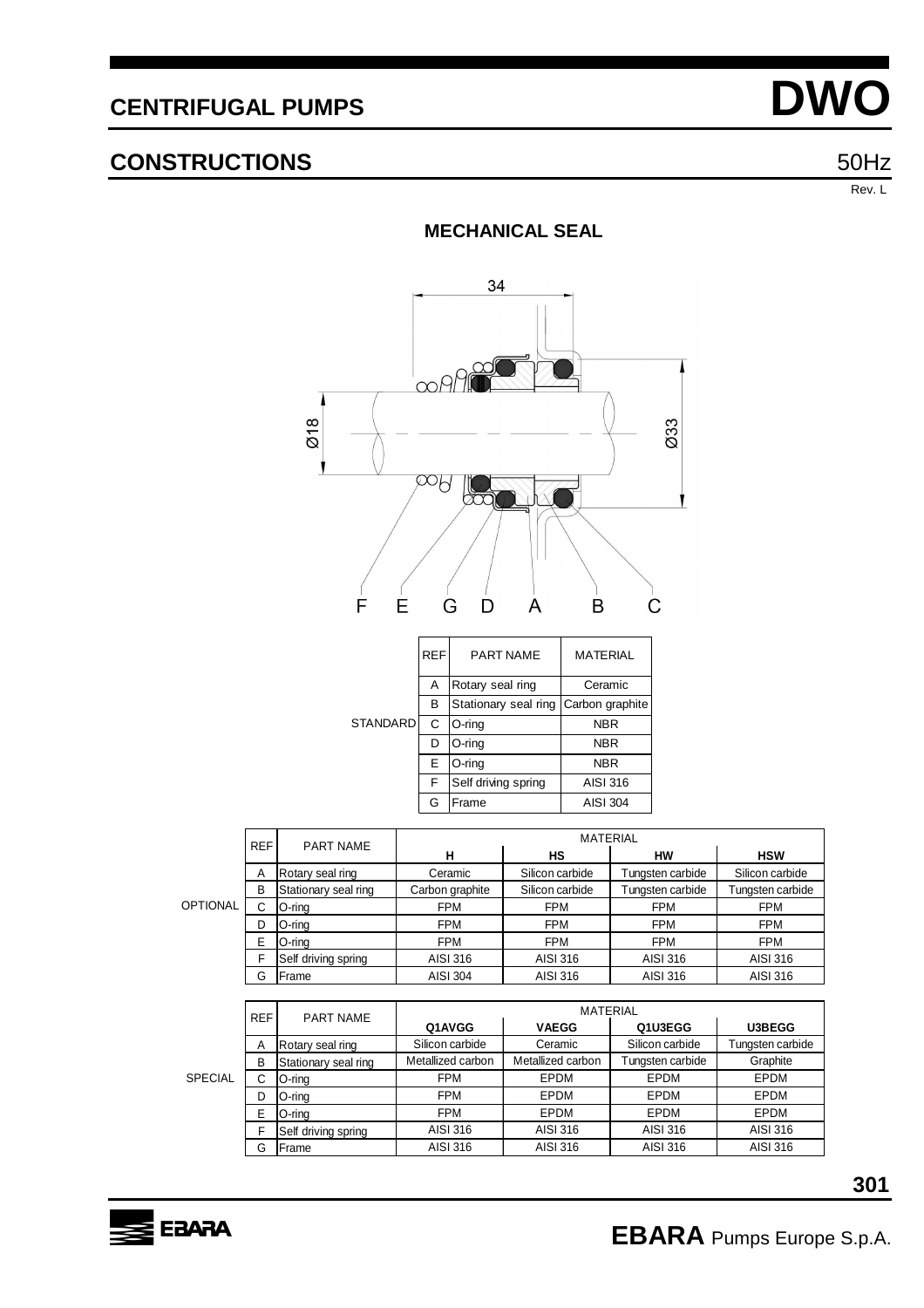# CENTRIFUGAL PUMPS DWO

## CONSTRUCTIONS

50Hz

Rev. L

### MECHANICAL SEAL

34

Ø18

Ø33

F E G D A B C

| | REF | PART NAME | MATERIAL |
|---|---|---|---|
| STANDARD | A | Rotary seal ring | Ceramic |
| | B | Stationary seal ring | Carbon graphite |
| | C | O-ring | NBR |
| | D | O-ring | NBR |
| | E | O-ring | NBR |
| | F | Self driving spring | AISI 316 |
| | G | Frame | AISI 304 |

| | REF | PART NAME | MATERIAL | | | |
|---|---|---|---|---|---|---|
| | | | H | HS | HW | HSW |
| OPTIONAL | A | Rotary seal ring | Ceramic | Silicon carbide | Tungsten carbide | Silicon carbide |
| | B | Stationary seal ring | Carbon graphite | Silicon carbide | Tungsten carbide | Tungsten carbide |
| | C | O-ring | FPM | FPM | FPM | FPM |
| | D | O-ring | FPM | FPM | FPM | FPM |
| | E | O-ring | FPM | FPM | FPM | FPM |
| | F | Self driving spring | AISI 316 | AISI 316 | AISI 316 | AISI 316 |
| | G | Frame | AISI 304 | AISI 316 | AISI 316 | AISI 316 |

| | REF | PART NAME | MATERIAL | | | |
|---|---|---|---|---|---|---|
| | | | Q1AVGG | VAEGG | Q1U3EGG | U3BEGG |
| SPECIAL | A | Rotary seal ring | Silicon carbide | Ceramic | Silicon carbide | Tungsten carbide |
| | B | Stationary seal ring | Metallized carbon | Metallized carbon | Tungsten carbide | Graphite |
| | C | O-ring | FPM | EPDM | EPDM | EPDM |
| | D | O-ring | FPM | EPDM | EPDM | EPDM |
| | E | O-ring | FPM | EPDM | EPDM | EPDM |
| | F | Self driving spring | AISI 316 | AISI 316 | AISI 316 | AISI 316 |
| | G | Frame | AISI 316 | AISI 316 | AISI 316 | AISI 316 |

**EBARA** Pumps Europe S.p.A.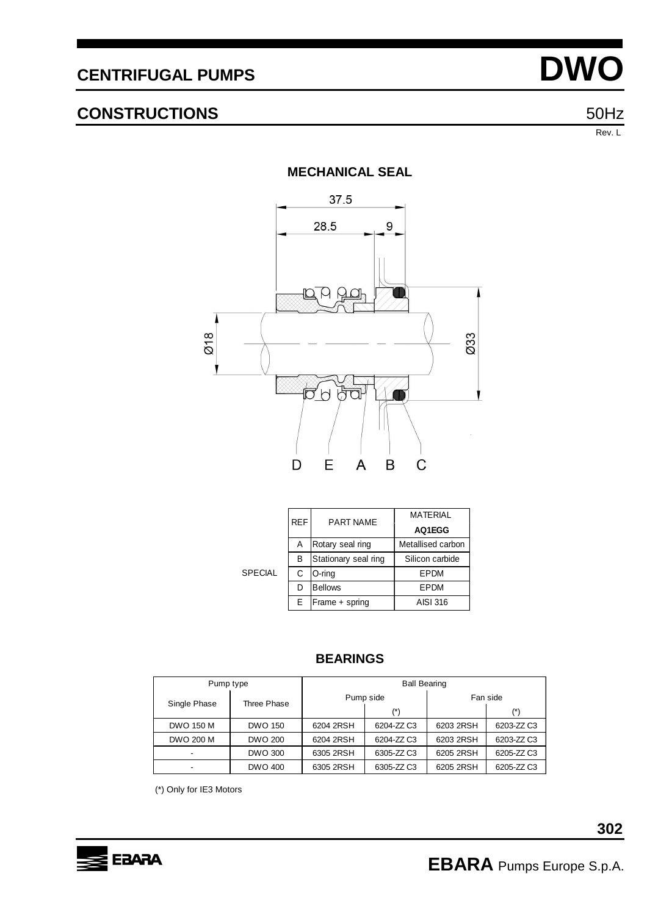# CENTRIFUGAL PUMPS **DWO**

## CONSTRUCTIONS 50Hz

Rev. L

### MECHANICAL SEAL

| | REF | PART NAME | MATERIAL AQ1EGG |
|---|---|---|---|
| | A | Rotary seal ring | Metallised carbon |
| | B | Stationary seal ring | Silicon carbide |
| SPECIAL | C | O-ring | EPDM |
| | D | Bellows | EPDM |
| | E | Frame + spring | AISI 316 |

### BEARINGS

| Pump type | | Ball Bearing | | | |
|---|---|---|---|---|---|
| Single Phase | Three Phase | Pump side | | Fan side | |
| | | | (*) | | (*) |
| DWO 150 M | DWO 150 | 6204 2RSH | 6204-ZZ C3 | 6203 2RSH | 6203-ZZ C3 |
| DWO 200 M | DWO 200 | 6204 2RSH | 6204-ZZ C3 | 6203 2RSH | 6203-ZZ C3 |
| - | DWO 300 | 6305 2RSH | 6305-ZZ C3 | 6205 2RSH | 6205-ZZ C3 |
| - | DWO 400 | 6305 2RSH | 6305-ZZ C3 | 6205 2RSH | 6205-ZZ C3 |

(*) Only for IE3 Motors

**EBARA** Pumps Europe S.p.A.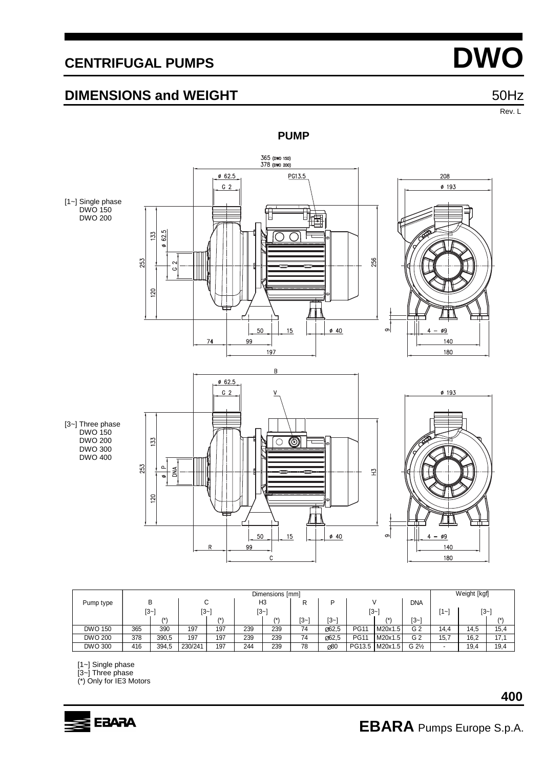# CENTRIFUGAL PUMPS DWO

## DIMENSIONS and WEIGHT

50Hz

Rev. L

### PUMP

[1~] Single phase
DWO 150
DWO 200

365 (DWO 150)
378 (DWO 200)

[3~] Three phase
DWO 150
DWO 200
DWO 300
DWO 400

| Pump type | Dimensions [mm] | | | | | | | | | | | Weight [kgf] | | |
|---|---|---|---|---|---|---|---|---|---|---|---|---|---|---|
| | B | | C | | H3 | | R | P | V | | DNA | | | |
| | [3~] | (*) | [3~] | (*) | [3~] | (*) | [3~] | [3~] | [3~] | (*) | [3~] | [1~] | [3~] | (*) |
| DWO 150 | 365 | 390 | 197 | 197 | 239 | 239 | 74 | ⌀62,5 | PG11 | M20x1.5 | G 2 | 14,4 | 14,5 | 15,4 |
| DWO 200 | 378 | 390,5 | 197 | 197 | 239 | 239 | 74 | ⌀62,5 | PG11 | M20x1.5 | G 2 | 15,7 | 16,2 | 17,1 |
| DWO 300 | 416 | 394,5 | 230/241 | 197 | 244 | 239 | 78 | ⌀80 | PG13.5 | M20x1.5 | G 2½ | - | 19,4 | 19,4 |

[1~] Single phase
[3~] Three phase
(*) Only for IE3 Motors

**EBARA** Pumps Europe S.p.A.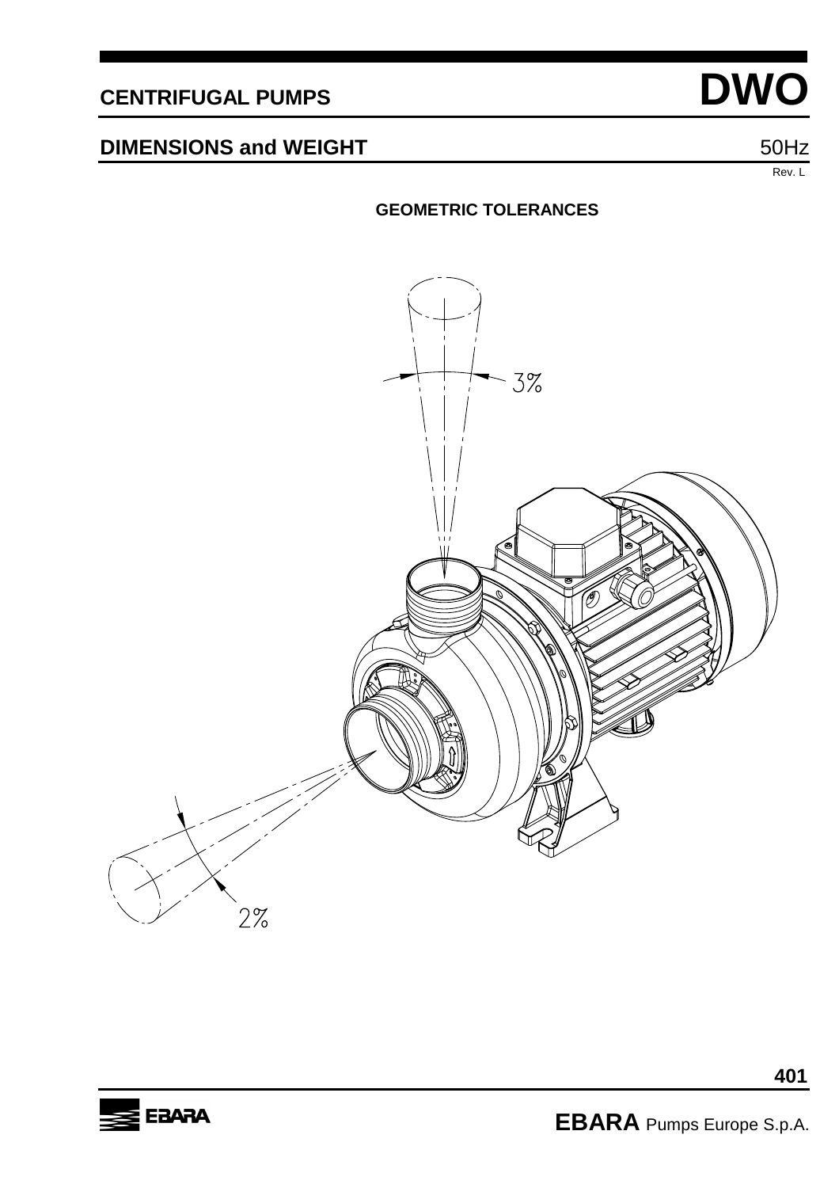# CENTRIFUGAL PUMPS DWO

## DIMENSIONS and WEIGHT

50Hz

Rev. L

### GEOMETRIC TOLERANCES

3%

2%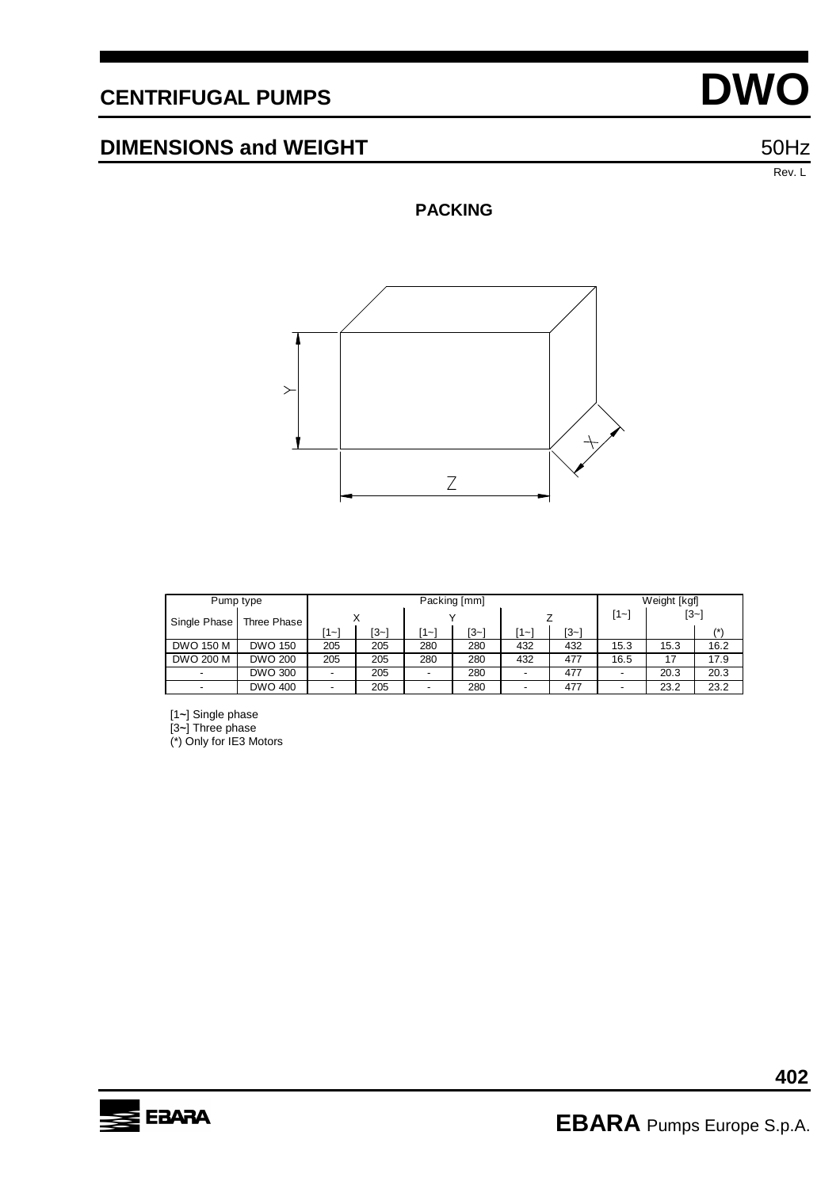# CENTRIFUGAL PUMPS DWO

## DIMENSIONS and WEIGHT 50Hz

Rev. L

### PACKING

Y

Z

X

| Pump type | | Packing [mm] | | | | | | Weight [kgf] | | |
|---|---|---|---|---|---|---|---|---|---|---|
| Single Phase | Three Phase | X | | Y | | Z | | [1~] | [3~] | |
| | | [1~] | [3~] | [1~] | [3~] | [1~] | [3~] | | | (*) |
| DWO 150 M | DWO 150 | 205 | 205 | 280 | 280 | 432 | 432 | 15.3 | 15.3 | 16.2 |
| DWO 200 M | DWO 200 | 205 | 205 | 280 | 280 | 432 | 477 | 16.5 | 17 | 17.9 |
| - | DWO 300 | - | 205 | - | 280 | - | 477 | - | 20.3 | 20.3 |
| - | DWO 400 | - | 205 | - | 280 | - | 477 | - | 23.2 | 23.2 |

[1~] Single phase
[3~] Three phase
(*) Only for IE3 Motors

EBARA Pumps Europe S.p.A.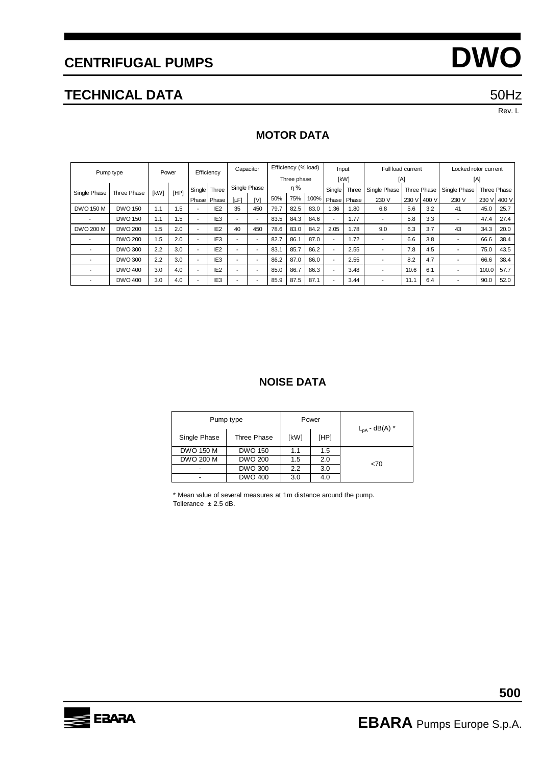# CENTRIFUGAL PUMPS DWO

## TECHNICAL DATA

50Hz

Rev. L

### MOTOR DATA

| Pump type | | Power | | Efficiency | | Capacitor | | Efficiency (% load) | | | Input | | Full load current | | | Locked rotor current | | |
|---|---|---|---|---|---|---|---|---|---|---|---|---|---|---|---|---|---|---|
| | | | | | | Single Phase | | Three phase η % | | | [kW] | | [A] | | | [A] | | |
| Single Phase | Three Phase | [kW] | [HP] | Single Phase | Three Phase | [µF] | [V] | 50% | 75% | 100% | Single Phase | Three Phase | Single Phase 230 V | Three Phase 230 V | Three Phase 400 V | Single Phase 230 V | Three Phase 230 V | Three Phase 400 V |
| DWO 150 M | DWO 150 | 1.1 | 1.5 | - | IE2 | 35 | 450 | 79.7 | 82.5 | 83.0 | 1.36 | 1.80 | 6.8 | 5.6 | 3.2 | 41 | 45.0 | 25.7 |
| - | DWO 150 | 1.1 | 1.5 | - | IE3 | - | - | 83.5 | 84.3 | 84.6 | - | 1.77 | - | 5.8 | 3.3 | - | 47.4 | 27.4 |
| DWO 200 M | DWO 200 | 1.5 | 2.0 | - | IE2 | 40 | 450 | 78.6 | 83.0 | 84.2 | 2.05 | 1.78 | 9.0 | 6.3 | 3.7 | 43 | 34.3 | 20.0 |
| - | DWO 200 | 1.5 | 2.0 | - | IE3 | - | - | 82.7 | 86.1 | 87.0 | - | 1.72 | - | 6.6 | 3.8 | - | 66.6 | 38.4 |
| - | DWO 300 | 2.2 | 3.0 | - | IE2 | - | - | 83.1 | 85.7 | 86.2 | - | 2.55 | - | 7.8 | 4.5 | - | 75.0 | 43.5 |
| - | DWO 300 | 2.2 | 3.0 | - | IE3 | - | - | 86.2 | 87.0 | 86.0 | - | 2.55 | - | 8.2 | 4.7 | - | 66.6 | 38.4 |
| - | DWO 400 | 3.0 | 4.0 | - | IE2 | - | - | 85.0 | 86.7 | 86.3 | - | 3.48 | - | 10.6 | 6.1 | - | 100.0 | 57.7 |
| - | DWO 400 | 3.0 | 4.0 | - | IE3 | - | - | 85.9 | 87.5 | 87.1 | - | 3.44 | - | 11.1 | 6.4 | - | 90.0 | 52.0 |

### NOISE DATA

| Pump type | | Power | | $L_{pA}$ - dB(A) * |
|---|---|---|---|---|
| Single Phase | Three Phase | [kW] | [HP] | |
| DWO 150 M | DWO 150 | 1.1 | 1.5 | <70 |
| DWO 200 M | DWO 200 | 1.5 | 2.0 | |
| - | DWO 300 | 2.2 | 3.0 | |
| - | DWO 400 | 3.0 | 4.0 | |

* Mean value of several measures at 1m distance around the pump.
Tollerance ± 2.5 dB.

**EBARA** Pumps Europe S.p.A.